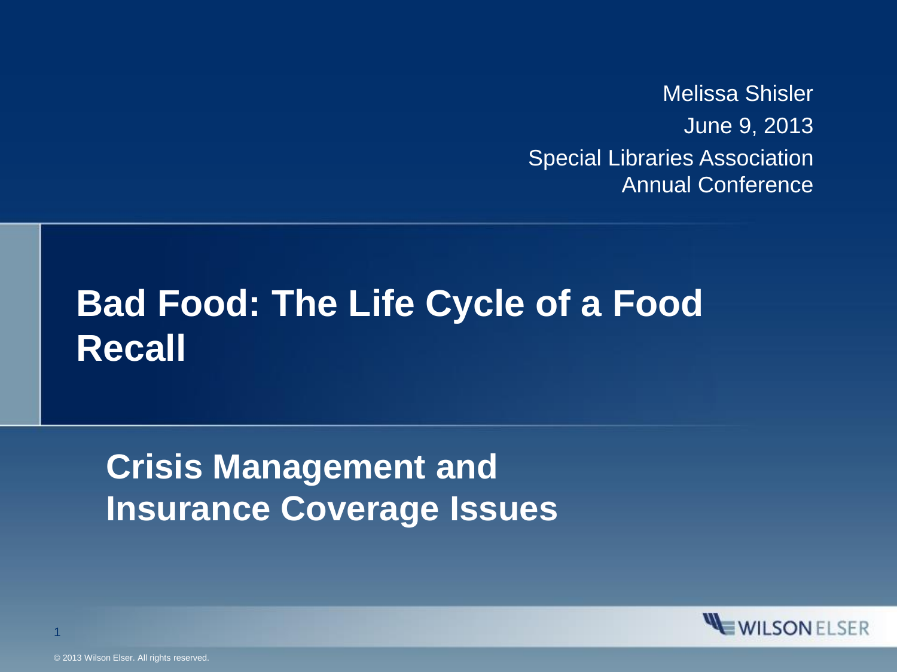Melissa Shisler

June 9, 2013

Special Libraries Association Annual Conference

# Bad Food: The Life Cycle of a Food Recall

## Crisis Management and Insurance Coverage Issues

WILSON ELSER

© 2013 Wilson Elser. All rights reserved.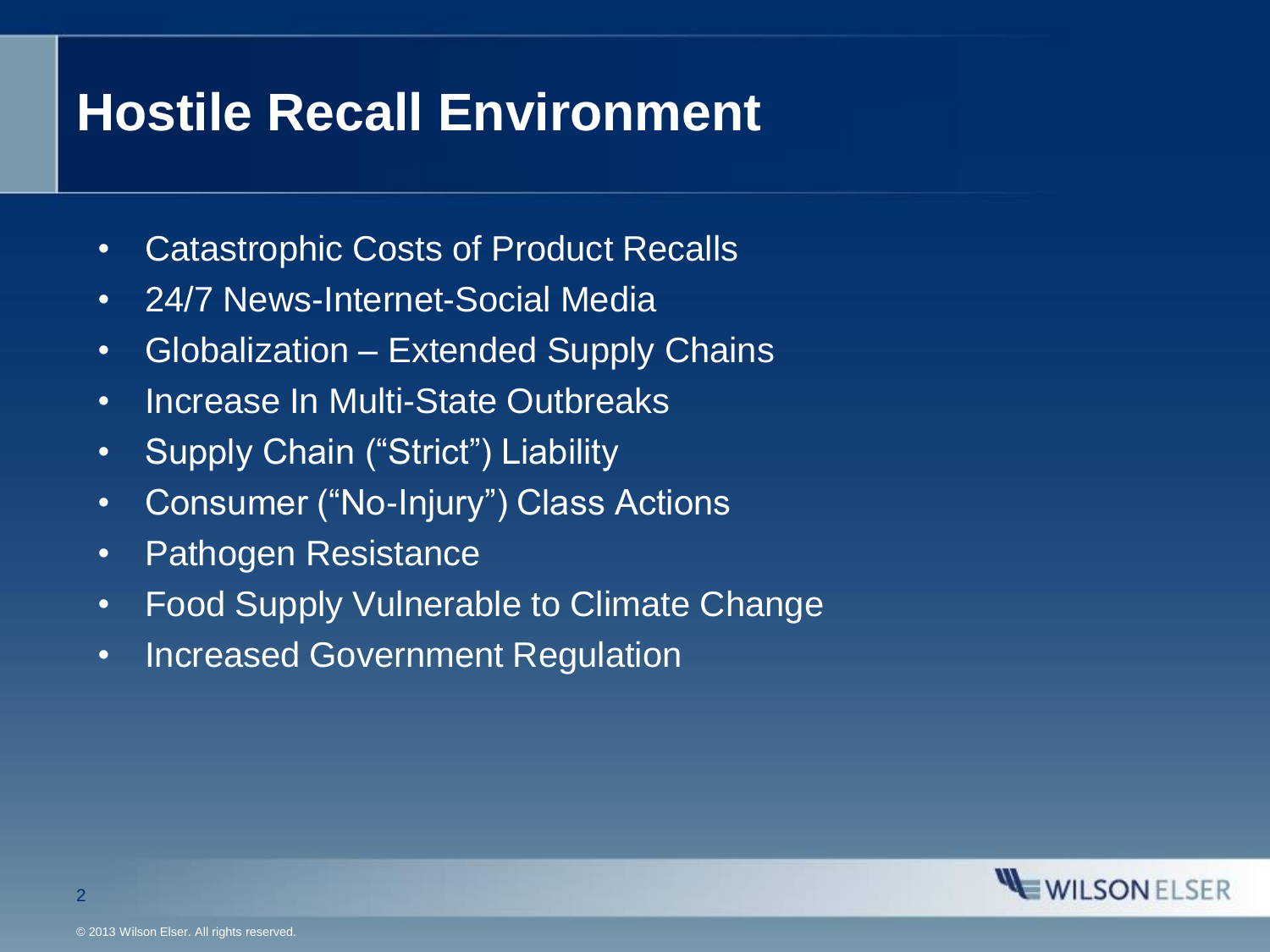# Hostile Recall Environment

- Catastrophic Costs of Product Recalls
- 24/7 News-Internet-Social Media
- Globalization – Extended Supply Chains
- Increase In Multi-State Outbreaks
- Supply Chain ("Strict") Liability
- Consumer ("No-Injury") Class Actions
- Pathogen Resistance
- Food Supply Vulnerable to Climate Change
- Increased Government Regulation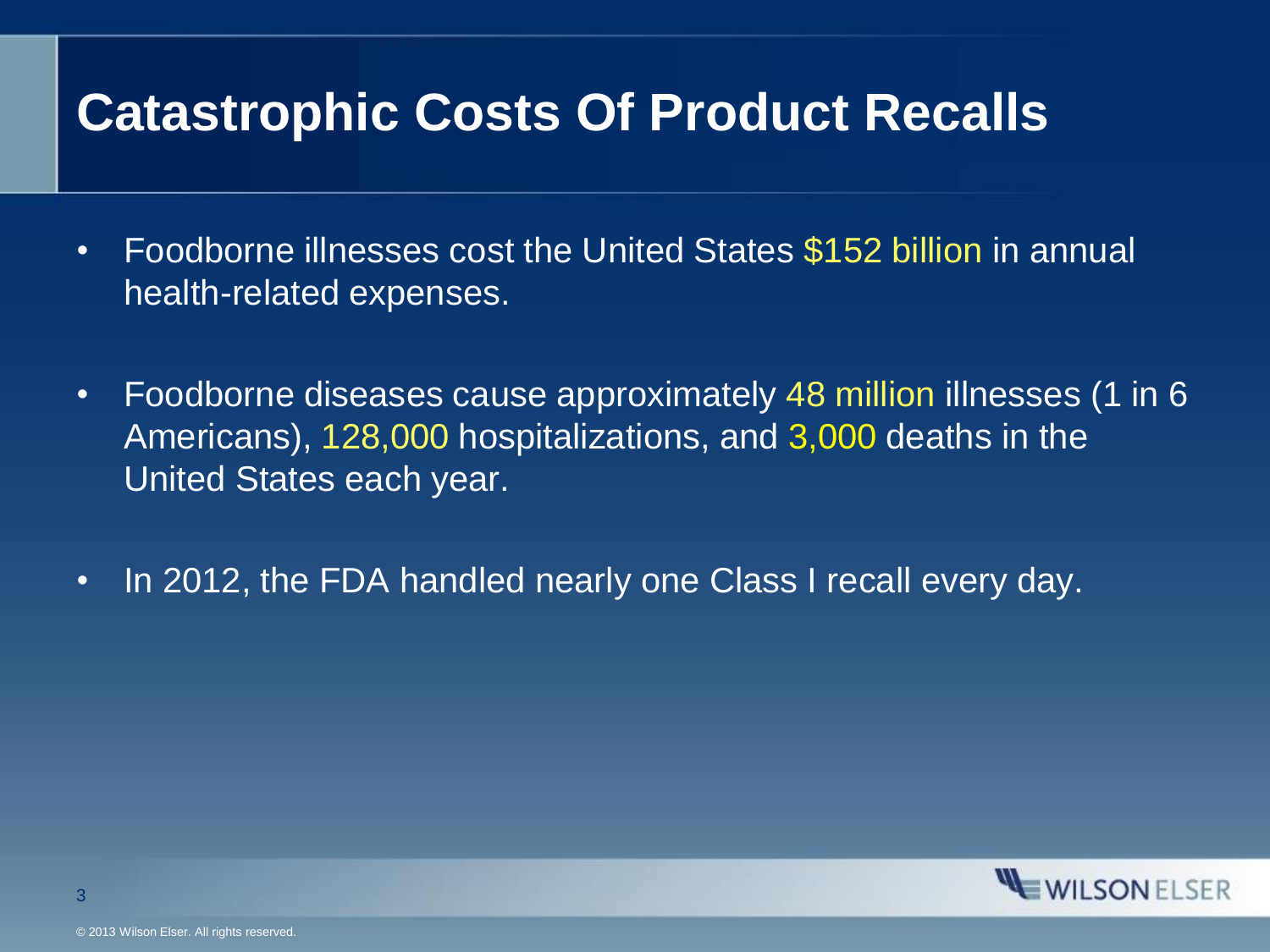# Catastrophic Costs Of Product Recalls

- Foodborne illnesses cost the United States $152 billion in annual health-related expenses.
- Foodborne diseases cause approximately 48 million illnesses (1 in 6 Americans), 128,000 hospitalizations, and 3,000 deaths in the United States each year.
- In 2012, the FDA handled nearly one Class I recall every day.

© 2013 Wilson Elser. All rights reserved.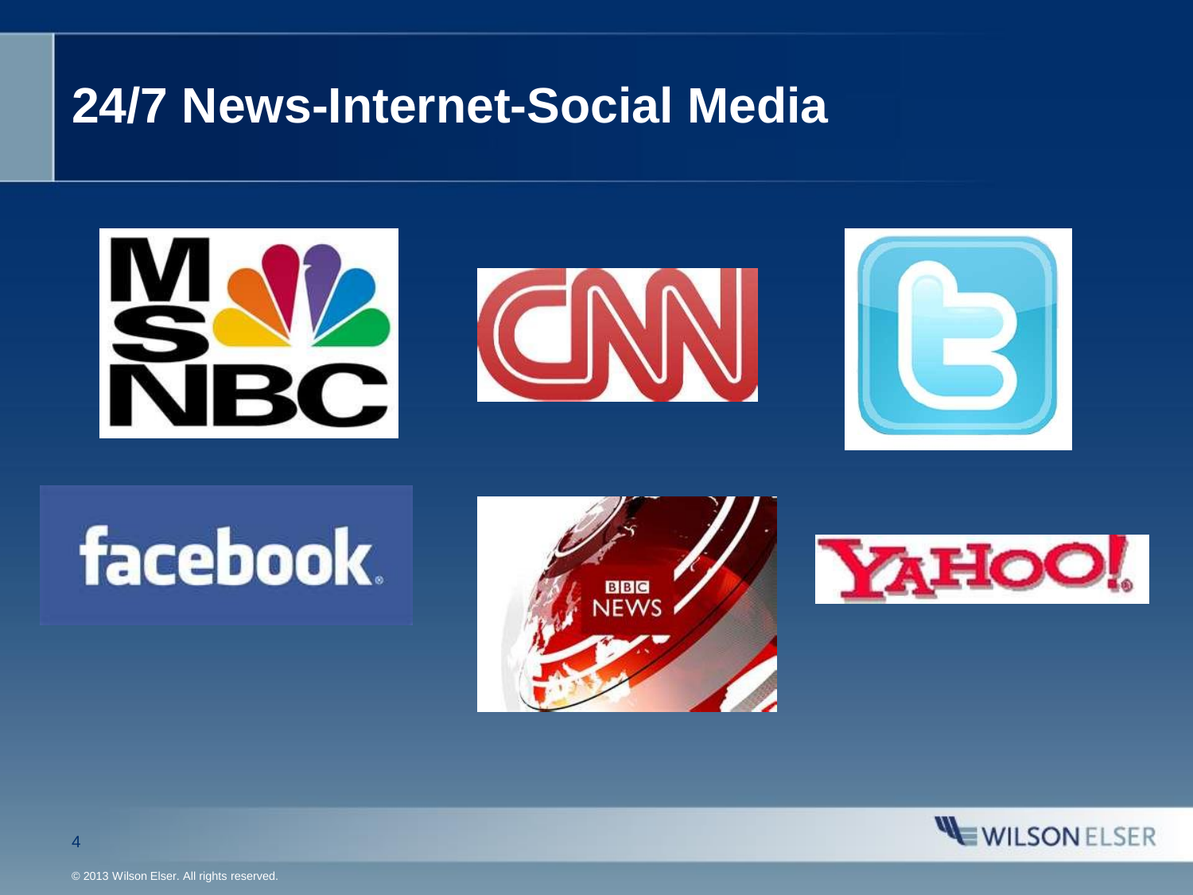# 24/7 News-Internet-Social Media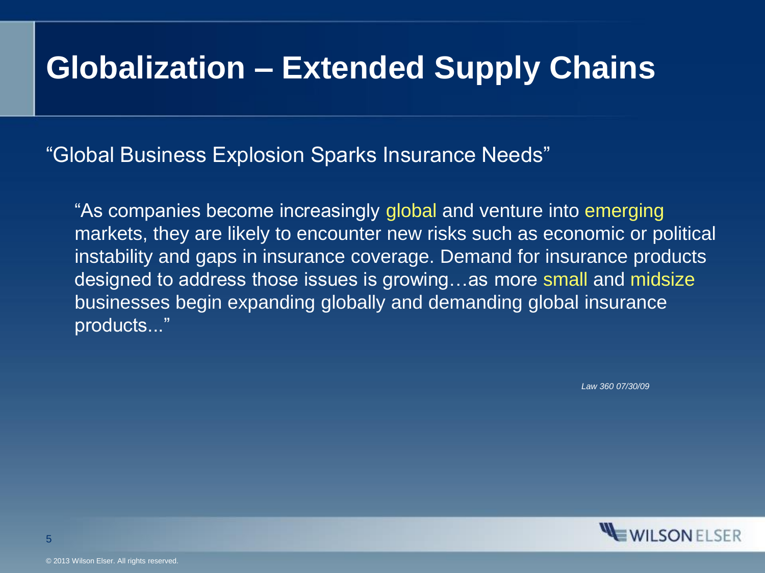# Globalization – Extended Supply Chains

"Global Business Explosion Sparks Insurance Needs"

> "As companies become increasingly global and venture into emerging markets, they are likely to encounter new risks such as economic or political instability and gaps in insurance coverage. Demand for insurance products designed to address those issues is growing…as more small and midsize businesses begin expanding globally and demanding global insurance products..."

*Law 360 07/30/09*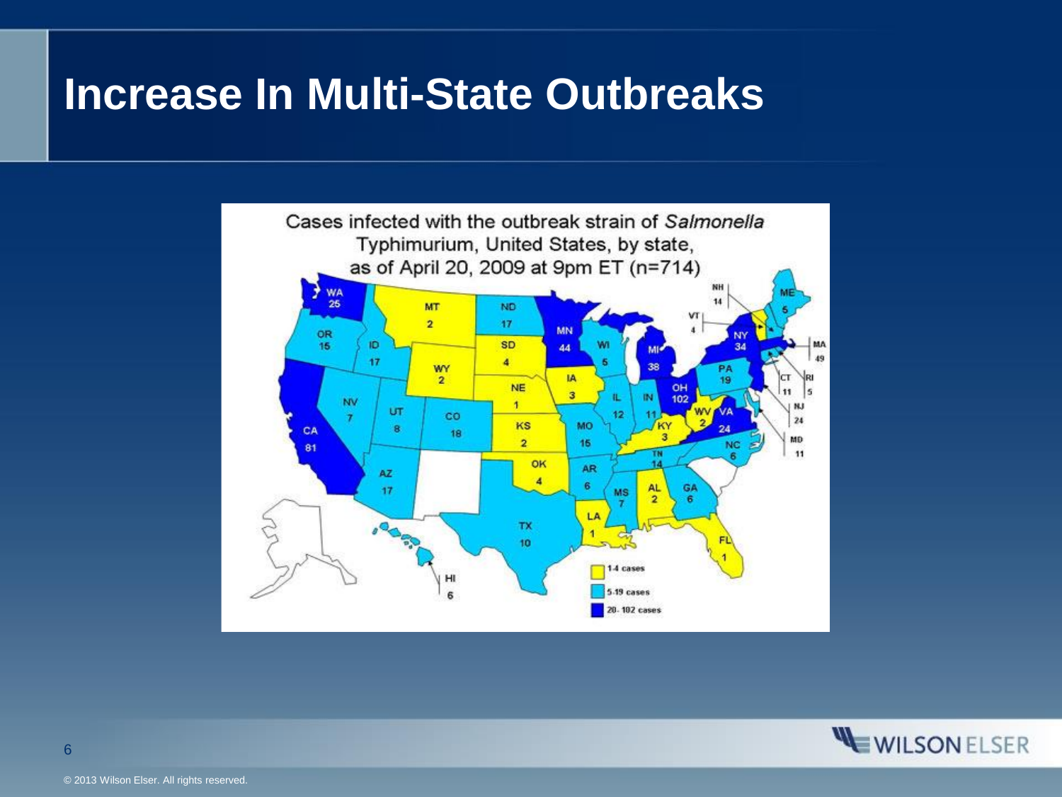# Increase In Multi-State Outbreaks

Cases infected with the outbreak strain of *Salmonella* Typhimurium, United States, by state, as of April 20, 2009 at 9pm ET (n=714)

| State | Cases |
| --- | --- |
| WA | 25 |
| OR | 15 |
| CA | 81 |
| ID | 17 |
| NV | 7 |
| MT | 2 |
| WY | 2 |
| UT | 8 |
| AZ | 17 |
| CO | 18 |
| ND | 17 |
| SD | 4 |
| NE | 1 |
| KS | 2 |
| OK | 4 |
| TX | 10 |
| MN | 44 |
| IA | 3 |
| MO | 15 |
| AR | 6 |
| LA | 1 |
| WI | 6 |
| IL | 12 |
| MI | 38 |
| IN | 11 |
| OH | 102 |
| KY | 3 |
| TN | 14 |
| MS | 7 |
| AL | 2 |
| GA | 6 |
| FL | 1 |
| WV | 2 |
| VA | 24 |
| NC | 6 |
| PA | 19 |
| NY | 34 |
| VT | 4 |
| NH | 14 |
| ME | 6 |
| MA | 49 |
| RI | 5 |
| CT | 11 |
| NJ | 24 |
| MD | 11 |
| HI | 6 |

Legend: 1-4 cases; 5-19 cases; 20-102 cases

© 2013 Wilson Elser. All rights reserved.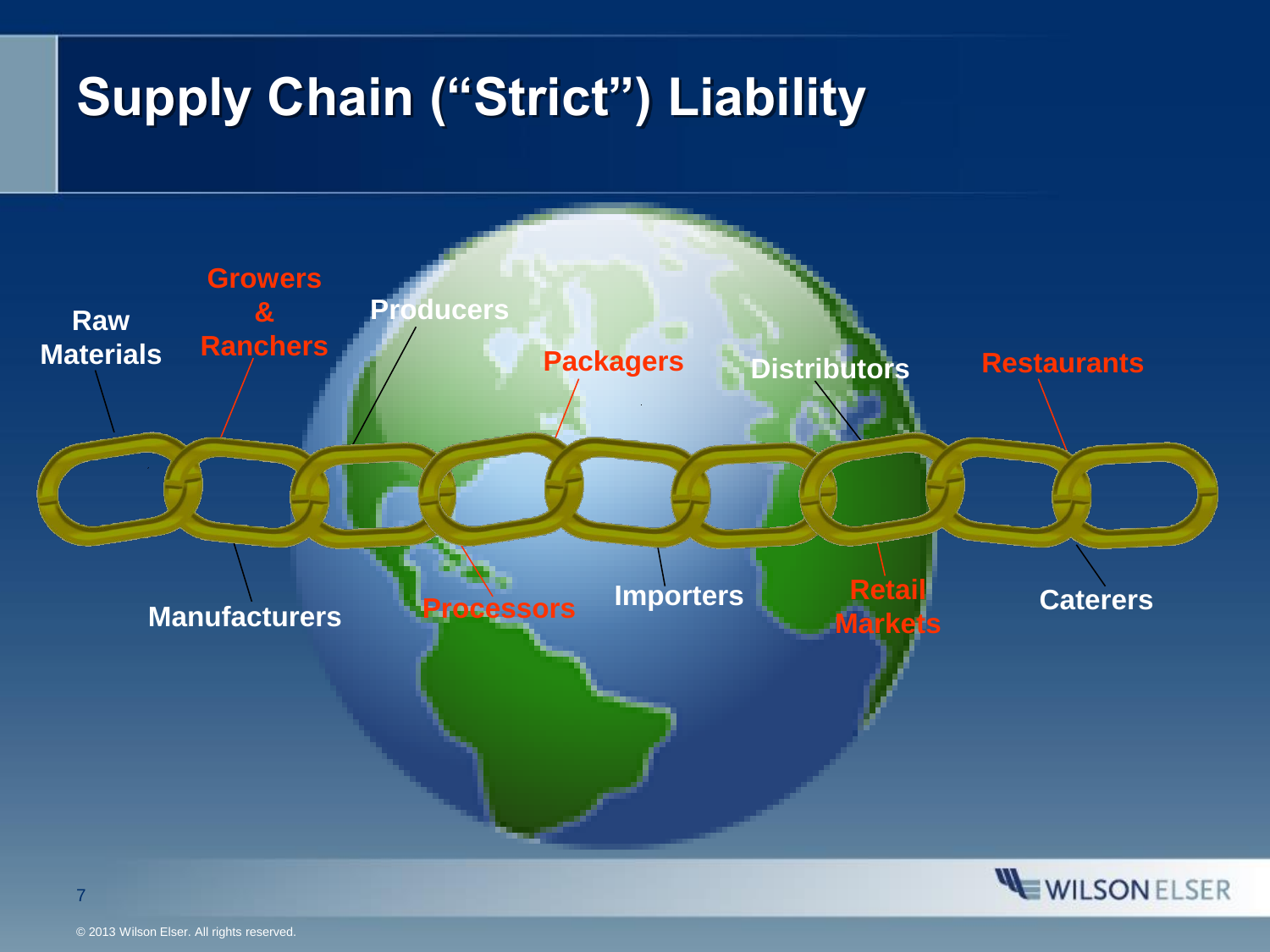# Supply Chain ("Strict") Liability

- Raw Materials
- Growers & Ranchers
- Producers
- Packagers
- Distributors
- Restaurants
- Manufacturers
- Processors
- Importers
- Retail Markets
- Caterers

© 2013 Wilson Elser. All rights reserved.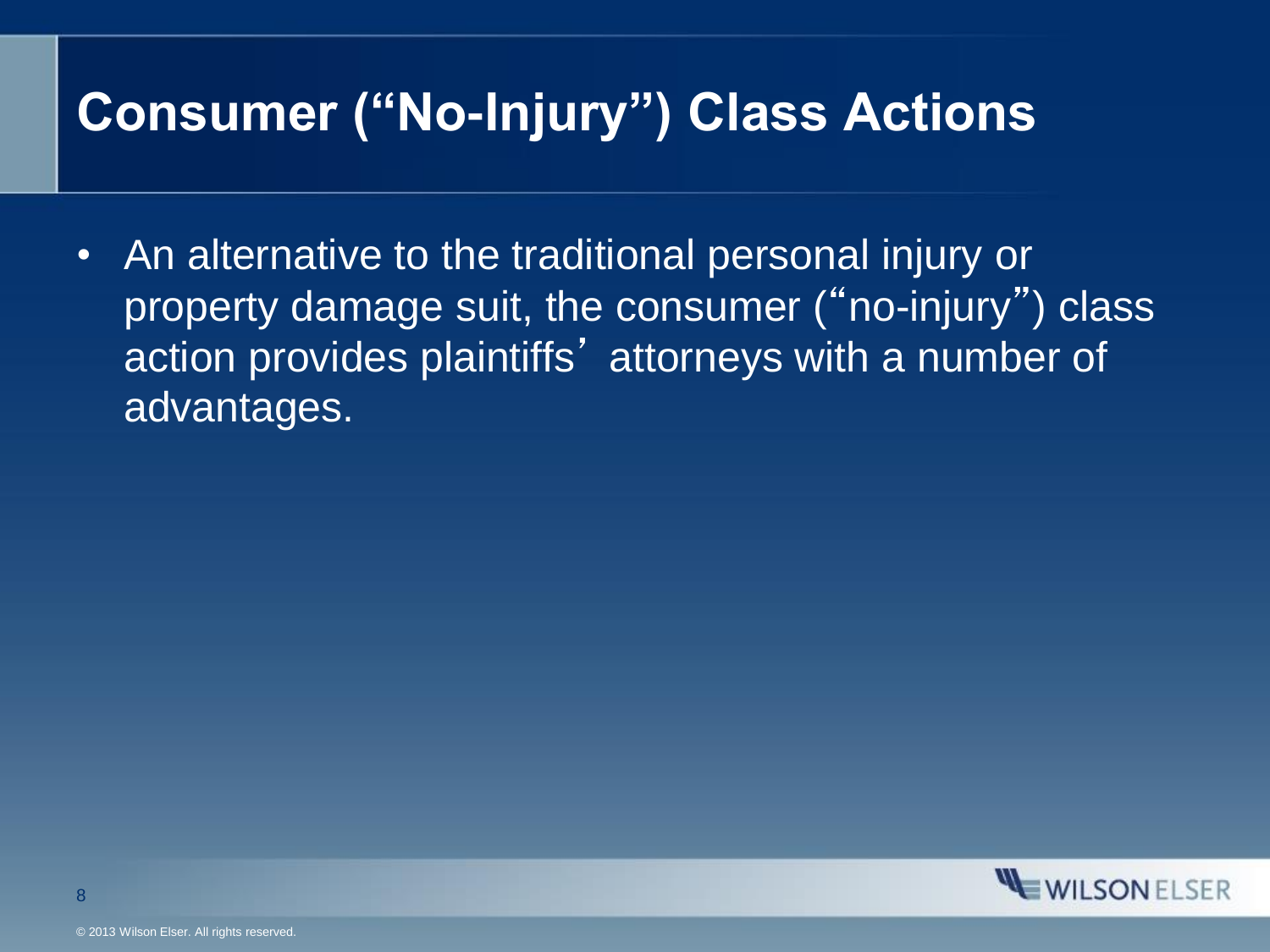# Consumer ("No-Injury") Class Actions

- An alternative to the traditional personal injury or property damage suit, the consumer ("no-injury") class action provides plaintiffs' attorneys with a number of advantages.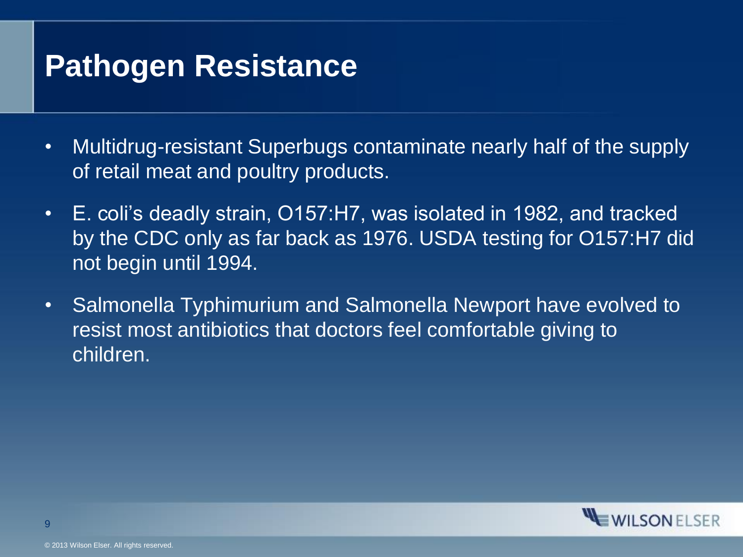# Pathogen Resistance

- Multidrug-resistant Superbugs contaminate nearly half of the supply of retail meat and poultry products.
- E. coli's deadly strain, O157:H7, was isolated in 1982, and tracked by the CDC only as far back as 1976. USDA testing for O157:H7 did not begin until 1994.
- Salmonella Typhimurium and Salmonella Newport have evolved to resist most antibiotics that doctors feel comfortable giving to children.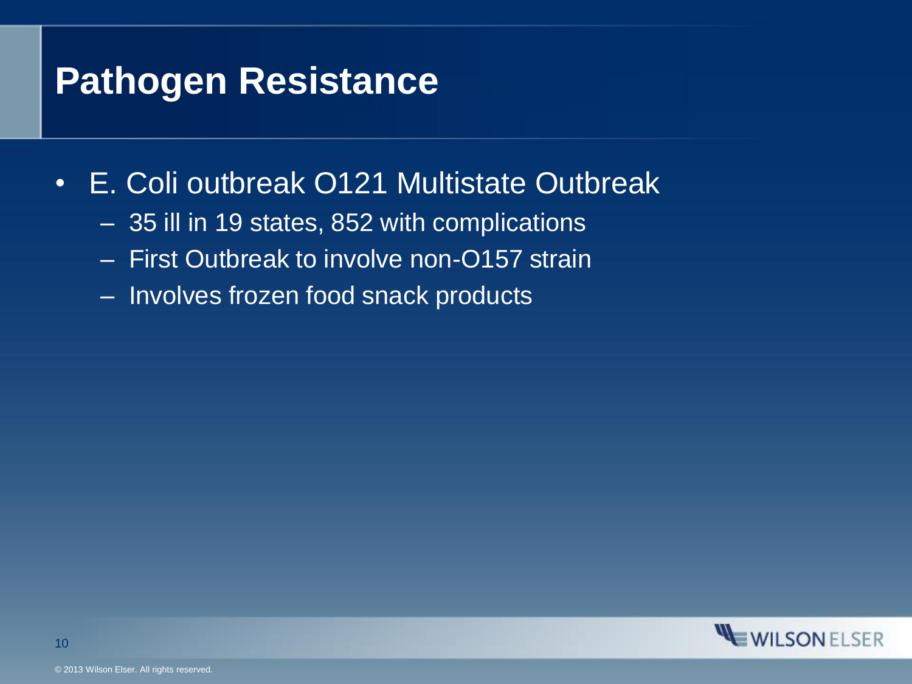# Pathogen Resistance

- E. Coli outbreak O121 Multistate Outbreak
  - 35 ill in 19 states, 852 with complications
  - First Outbreak to involve non-O157 strain
  - Involves frozen food snack products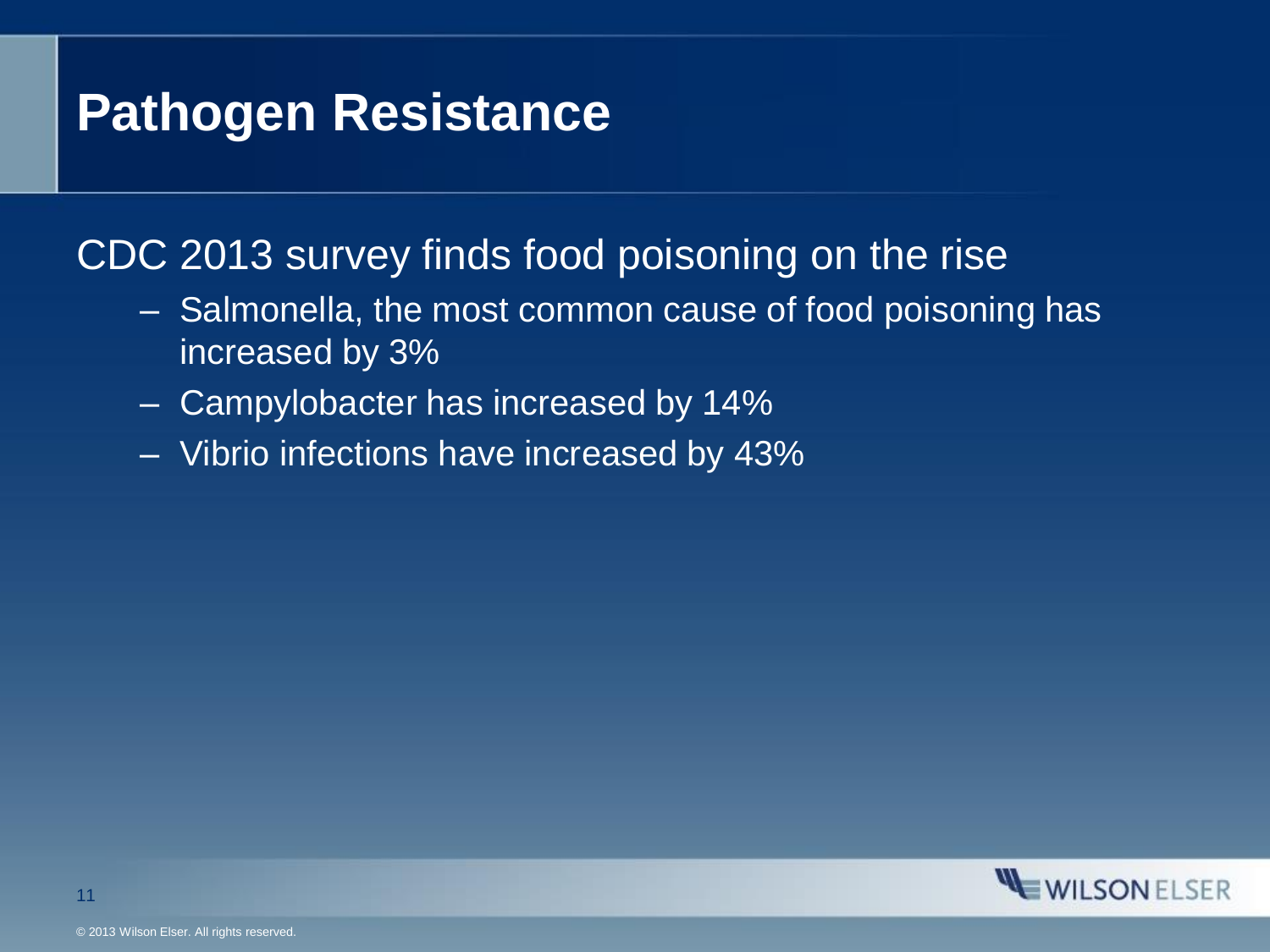# Pathogen Resistance

CDC 2013 survey finds food poisoning on the rise

- Salmonella, the most common cause of food poisoning has increased by 3%
- Campylobacter has increased by 14%
- Vibrio infections have increased by 43%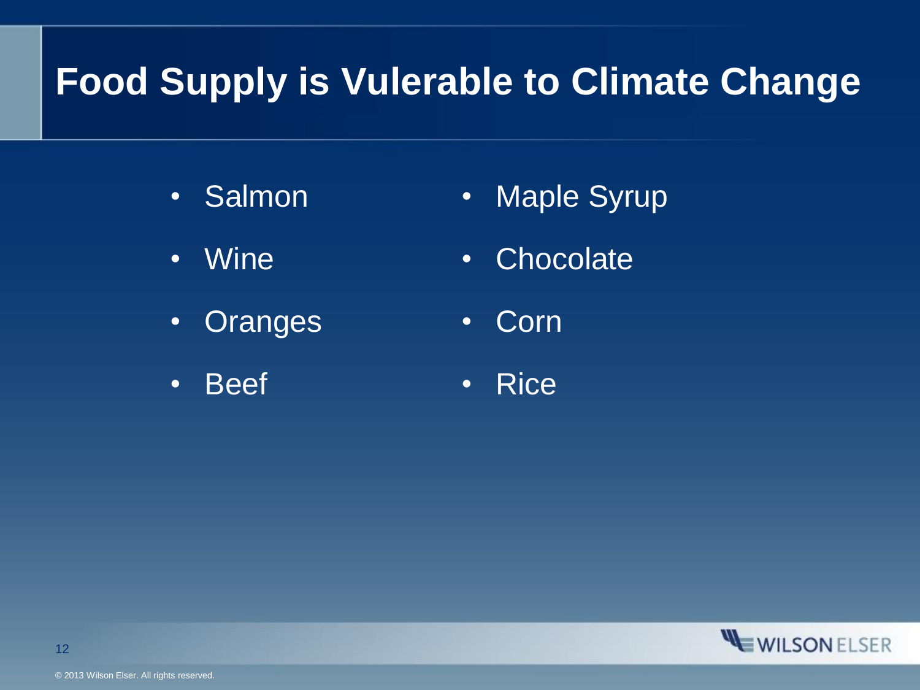# Food Supply is Vulerable to Climate Change

- Salmon
- Wine
- Oranges
- Beef
- Maple Syrup
- Chocolate
- Corn
- Rice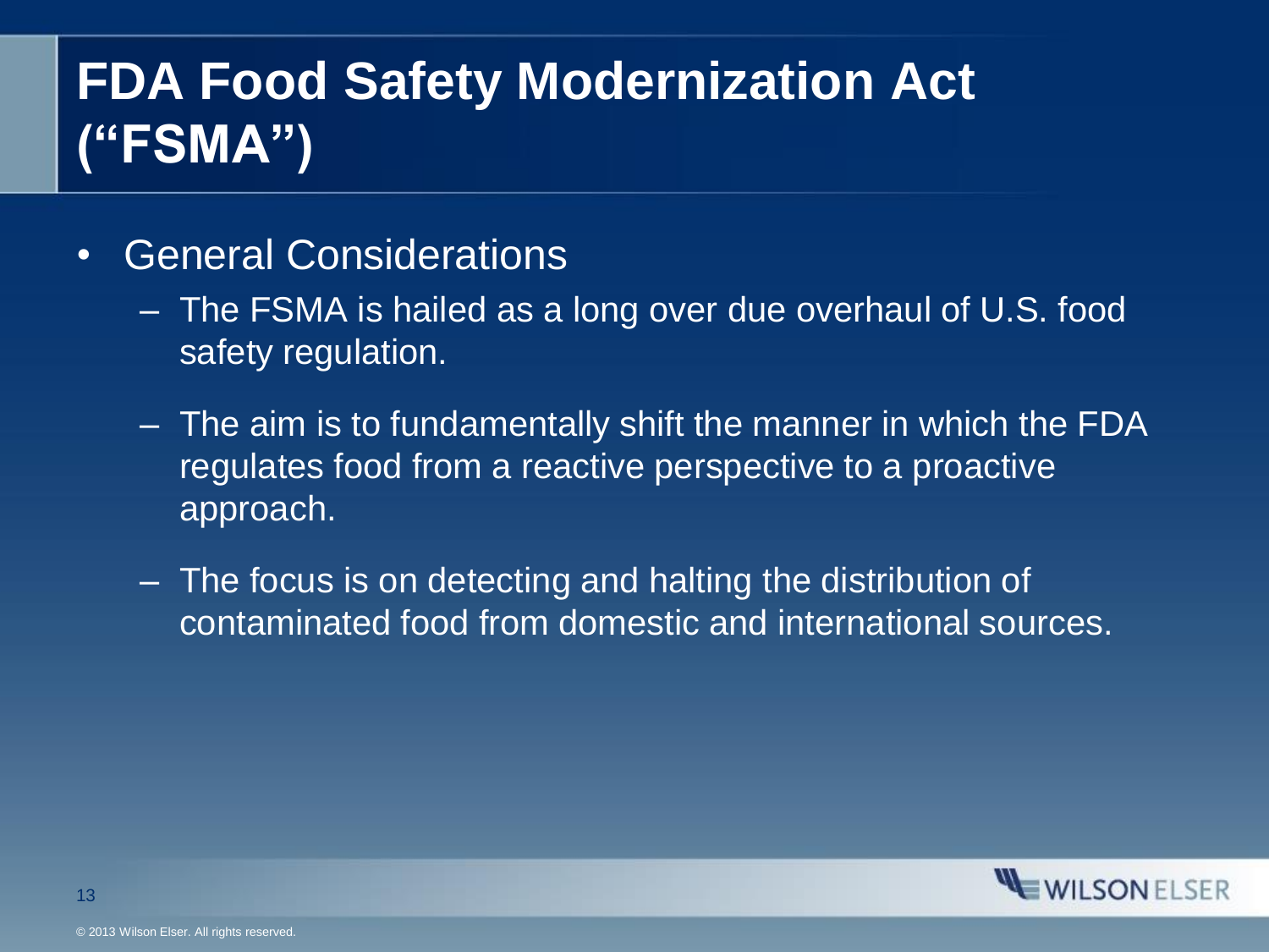# FDA Food Safety Modernization Act ("FSMA")

- General Considerations
  - The FSMA is hailed as a long over due overhaul of U.S. food safety regulation.
  - The aim is to fundamentally shift the manner in which the FDA regulates food from a reactive perspective to a proactive approach.
  - The focus is on detecting and halting the distribution of contaminated food from domestic and international sources.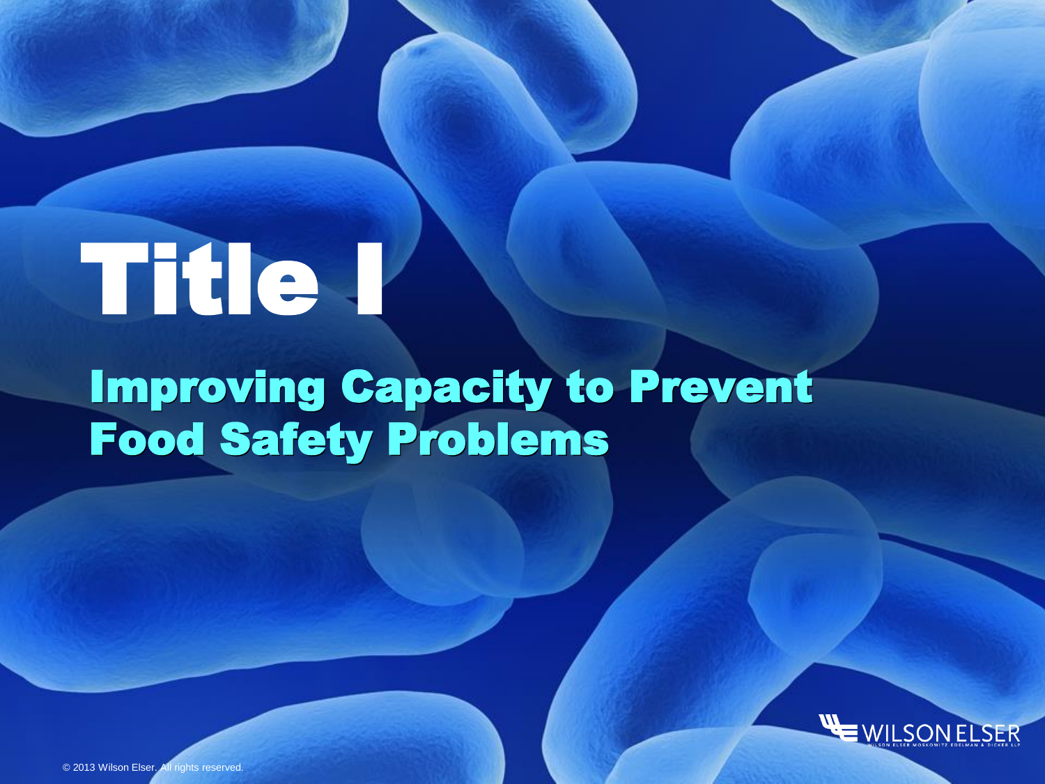# Title I

## Improving Capacity to Prevent Food Safety Problems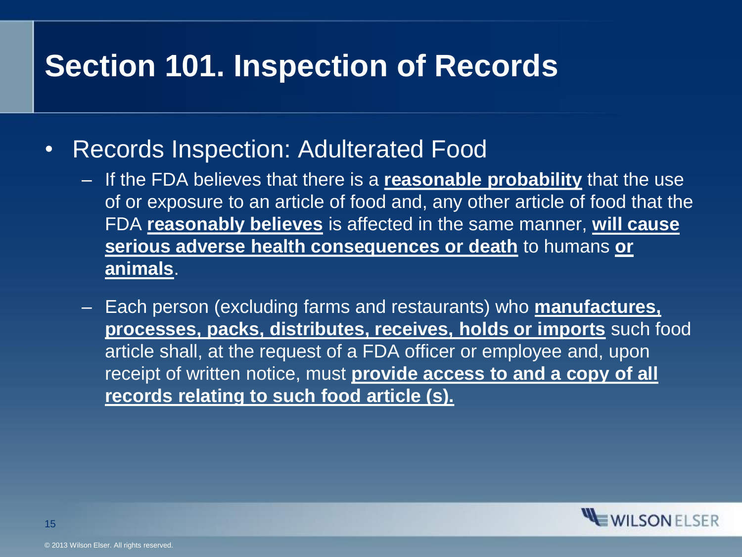# Section 101. Inspection of Records

- Records Inspection: Adulterated Food
  - If the FDA believes that there is a **reasonable probability** that the use of or exposure to an article of food and, any other article of food that the FDA **reasonably believes** is affected in the same manner, **will cause serious adverse health consequences or death** to humans **or animals**.
  - Each person (excluding farms and restaurants) who **manufactures, processes, packs, distributes, receives, holds or imports** such food article shall, at the request of a FDA officer or employee and, upon receipt of written notice, must **provide access to and a copy of all records relating to such food article (s).**

© 2013 Wilson Elser. All rights reserved.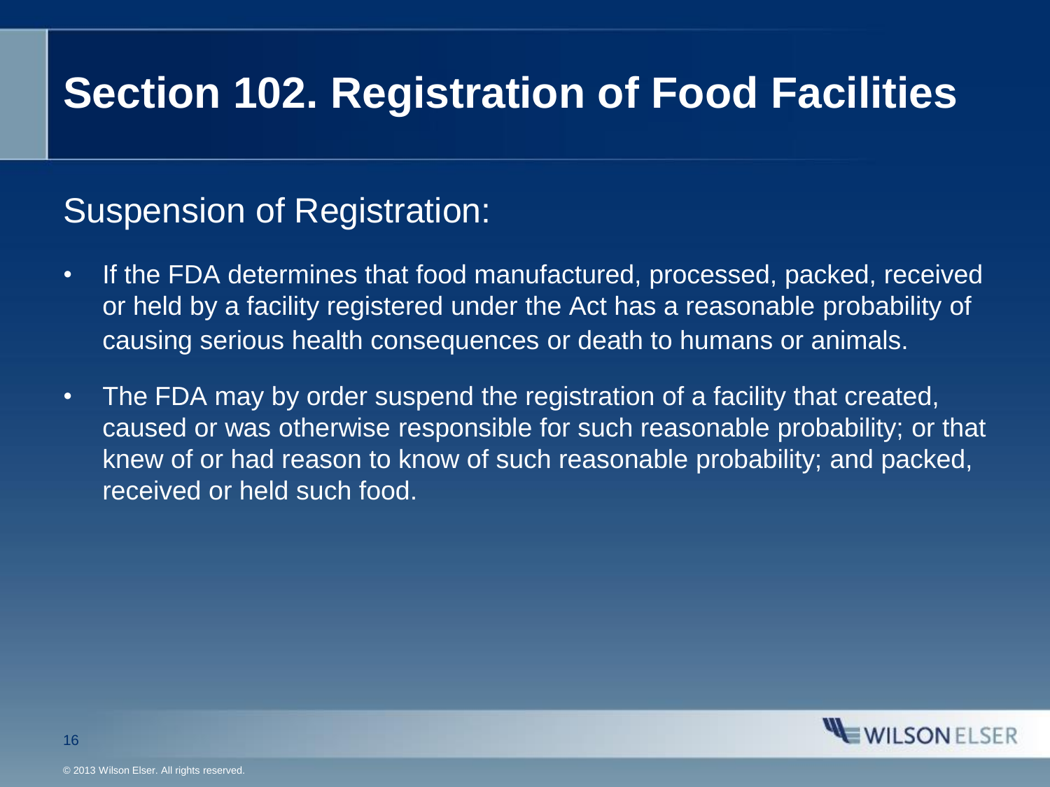# Section 102. Registration of Food Facilities

## Suspension of Registration:

- If the FDA determines that food manufactured, processed, packed, received or held by a facility registered under the Act has a reasonable probability of causing serious health consequences or death to humans or animals.
- The FDA may by order suspend the registration of a facility that created, caused or was otherwise responsible for such reasonable probability; or that knew of or had reason to know of such reasonable probability; and packed, received or held such food.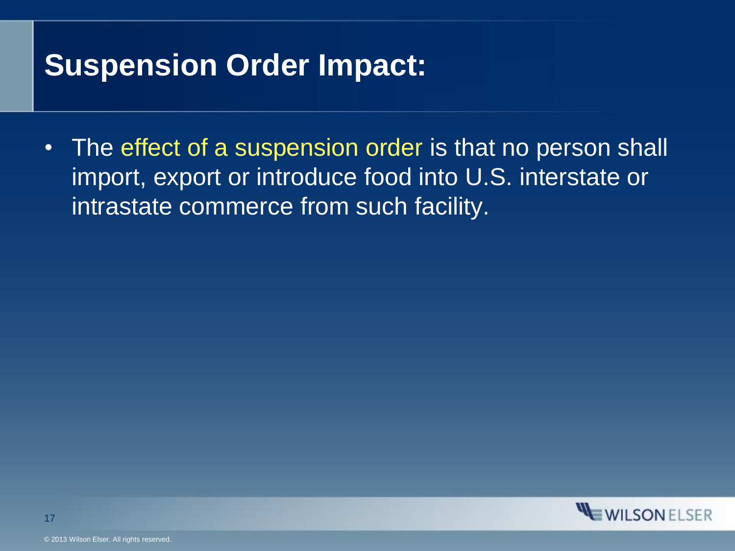# Suspension Order Impact:

- The effect of a suspension order is that no person shall import, export or introduce food into U.S. interstate or intrastate commerce from such facility.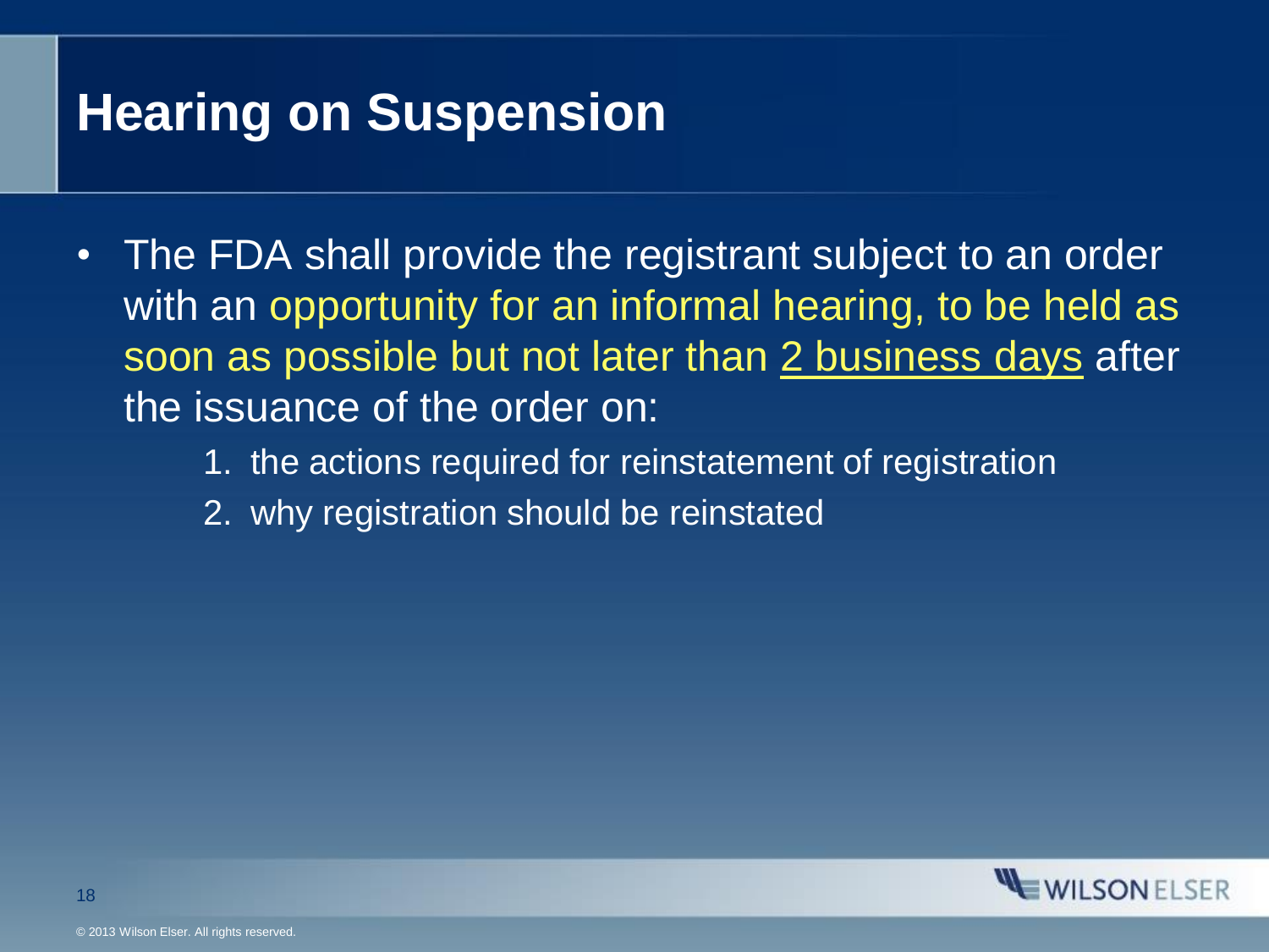# Hearing on Suspension

- The FDA shall provide the registrant subject to an order with an opportunity for an informal hearing, to be held as soon as possible but not later than 2 business days after the issuance of the order on:
    1. the actions required for reinstatement of registration
    2. why registration should be reinstated

© 2013 Wilson Elser. All rights reserved.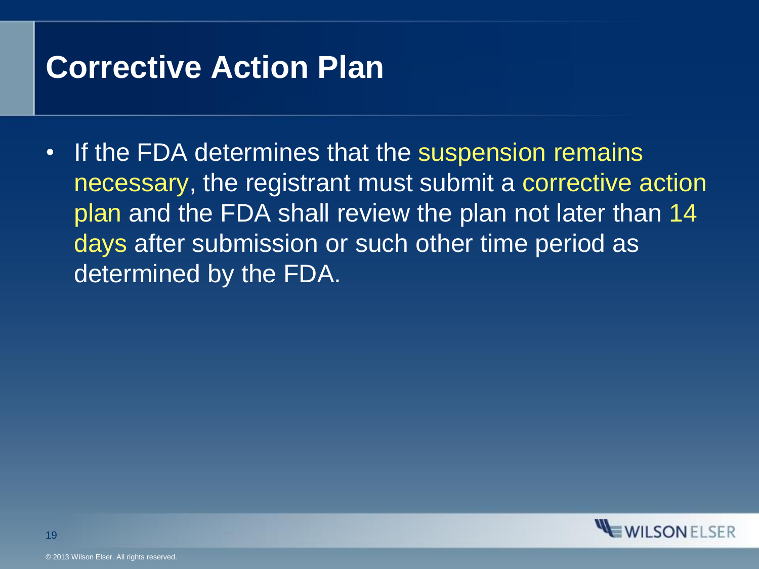# Corrective Action Plan

- If the FDA determines that the suspension remains necessary, the registrant must submit a corrective action plan and the FDA shall review the plan not later than 14 days after submission or such other time period as determined by the FDA.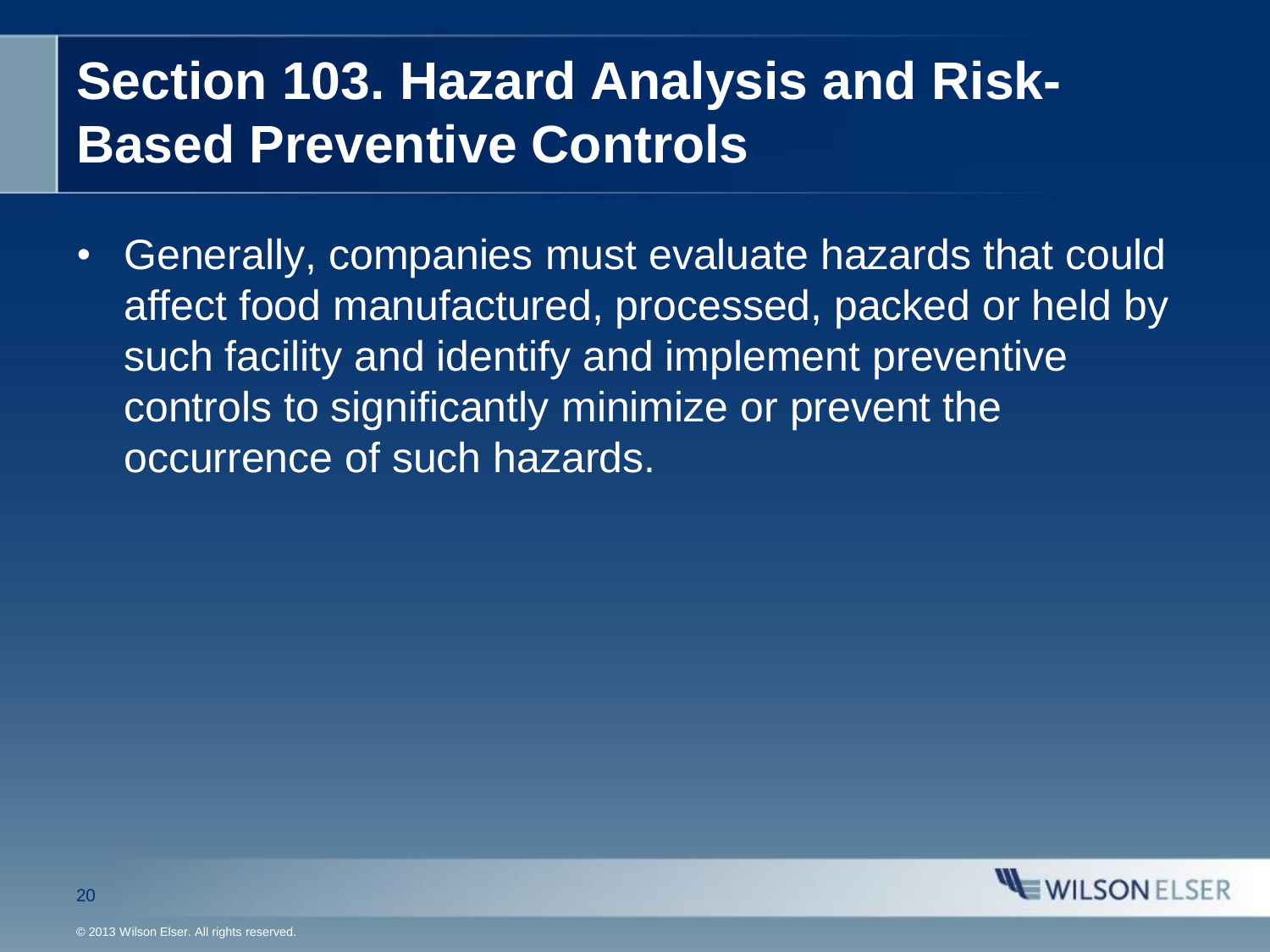# Section 103. Hazard Analysis and Risk-Based Preventive Controls

- Generally, companies must evaluate hazards that could affect food manufactured, processed, packed or held by such facility and identify and implement preventive controls to significantly minimize or prevent the occurrence of such hazards.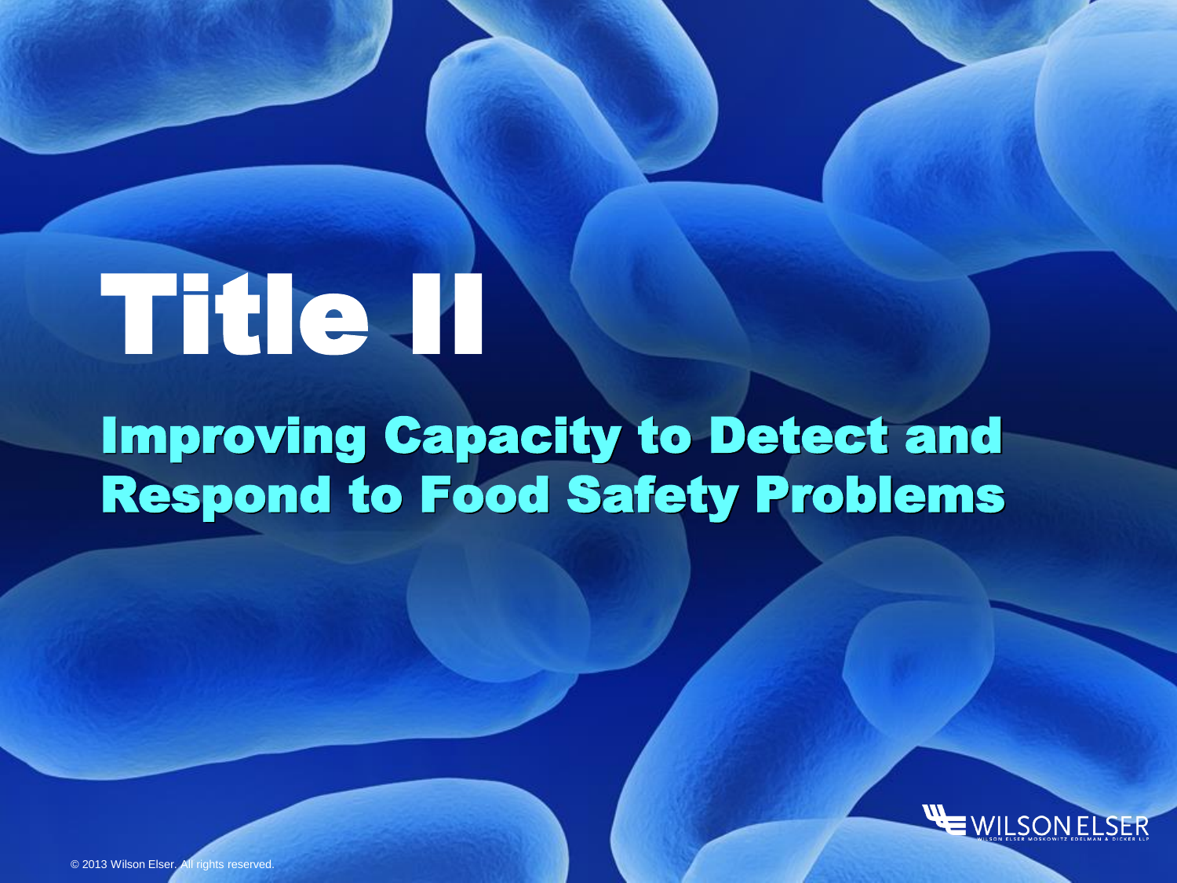# Title II

## Improving Capacity to Detect and Respond to Food Safety Problems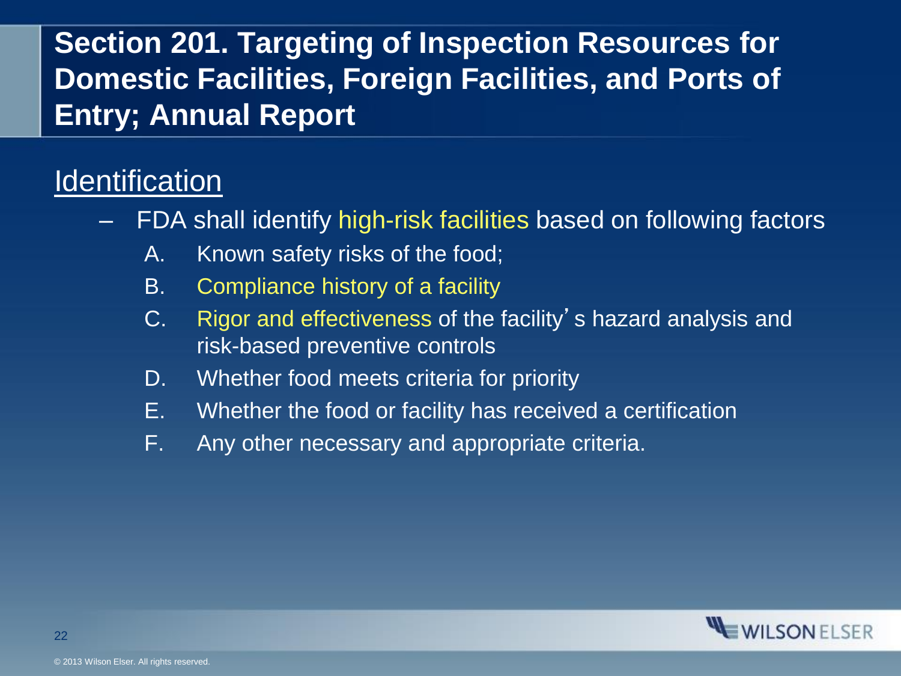## Section 201. Targeting of Inspection Resources for Domestic Facilities, Foreign Facilities, and Ports of Entry; Annual Report

### Identification

- FDA shall identify high-risk facilities based on following factors
  - A. Known safety risks of the food;
  - B. Compliance history of a facility
  - C. Rigor and effectiveness of the facility's hazard analysis and risk-based preventive controls
  - D. Whether food meets criteria for priority
  - E. Whether the food or facility has received a certification
  - F. Any other necessary and appropriate criteria.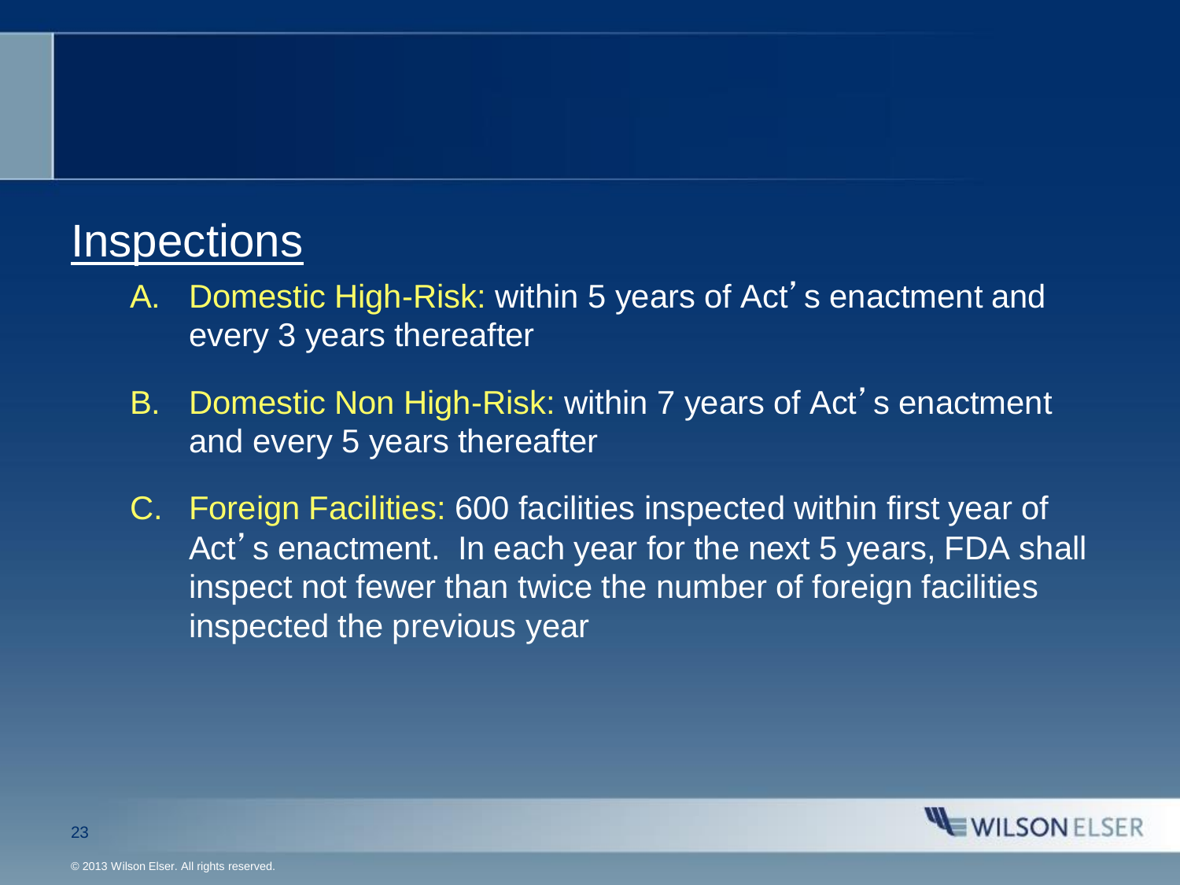## Inspections

A. Domestic High-Risk: within 5 years of Act's enactment and every 3 years thereafter

B. Domestic Non High-Risk: within 7 years of Act's enactment and every 5 years thereafter

C. Foreign Facilities: 600 facilities inspected within first year of Act's enactment. In each year for the next 5 years, FDA shall inspect not fewer than twice the number of foreign facilities inspected the previous year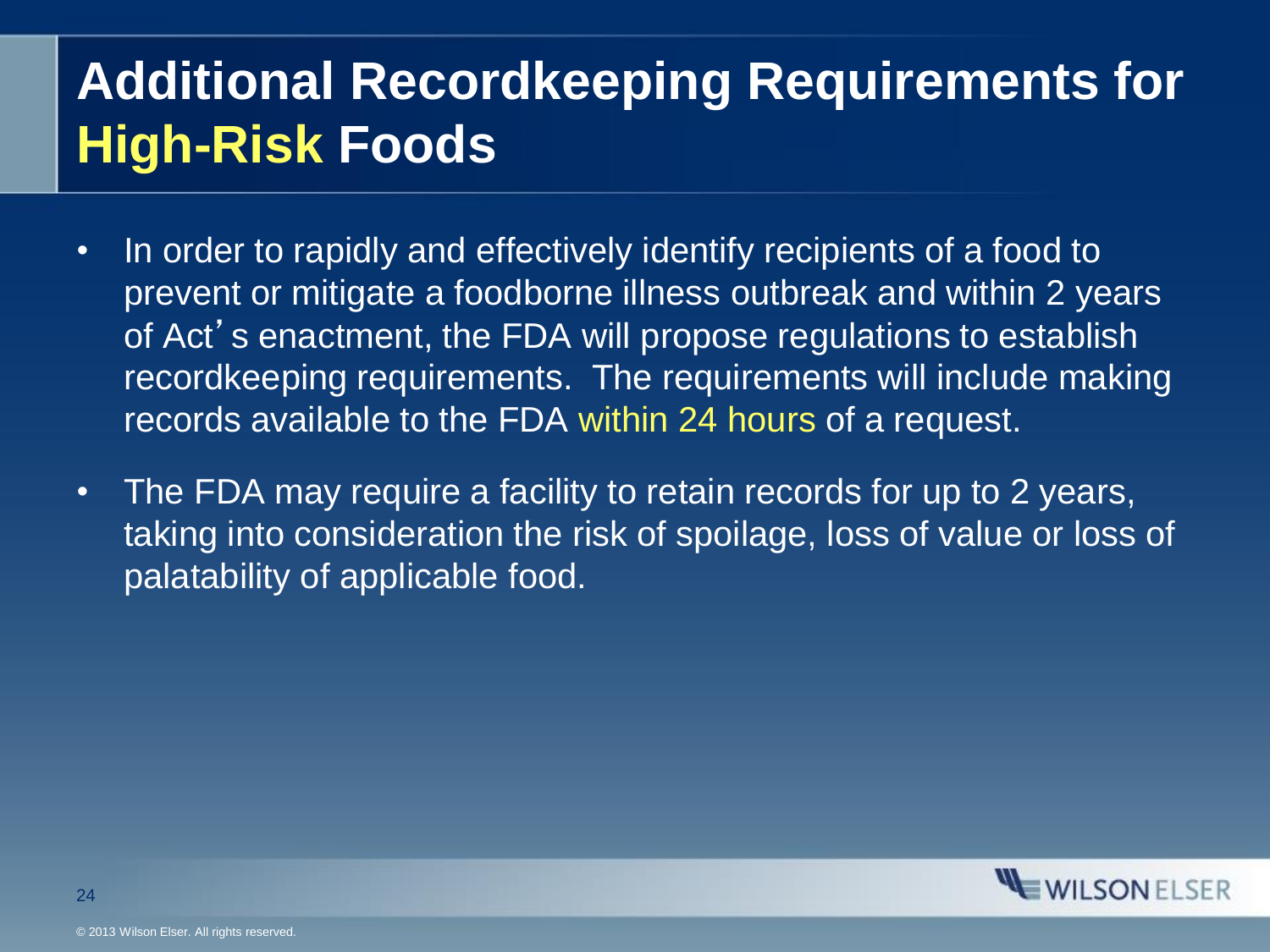# Additional Recordkeeping Requirements for High-Risk Foods

- In order to rapidly and effectively identify recipients of a food to prevent or mitigate a foodborne illness outbreak and within 2 years of Act's enactment, the FDA will propose regulations to establish recordkeeping requirements. The requirements will include making records available to the FDA within 24 hours of a request.
- The FDA may require a facility to retain records for up to 2 years, taking into consideration the risk of spoilage, loss of value or loss of palatability of applicable food.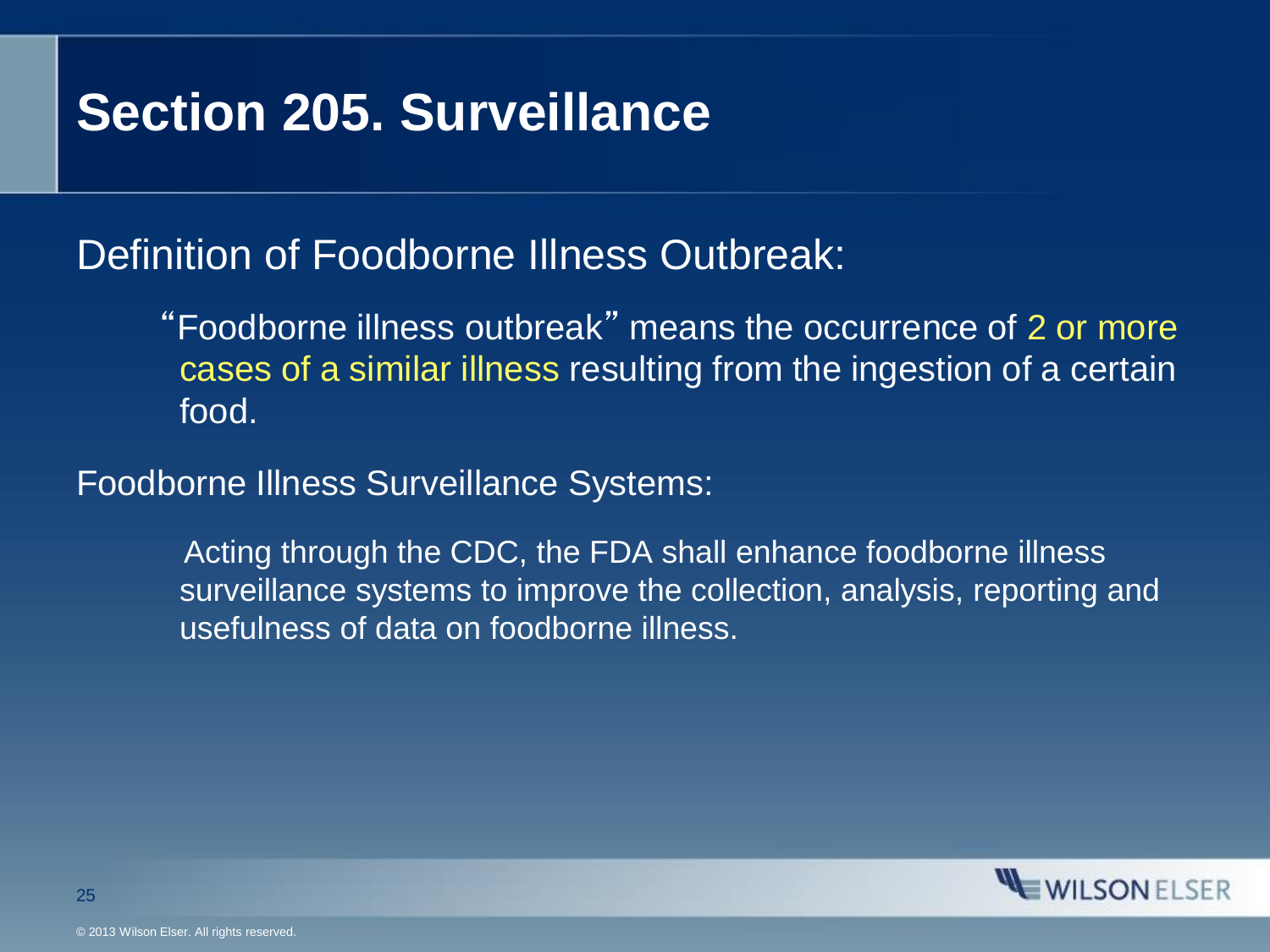# Section 205. Surveillance

Definition of Foodborne Illness Outbreak:

> "Foodborne illness outbreak" means the occurrence of 2 or more cases of a similar illness resulting from the ingestion of a certain food.

Foodborne Illness Surveillance Systems:

> Acting through the CDC, the FDA shall enhance foodborne illness surveillance systems to improve the collection, analysis, reporting and usefulness of data on foodborne illness.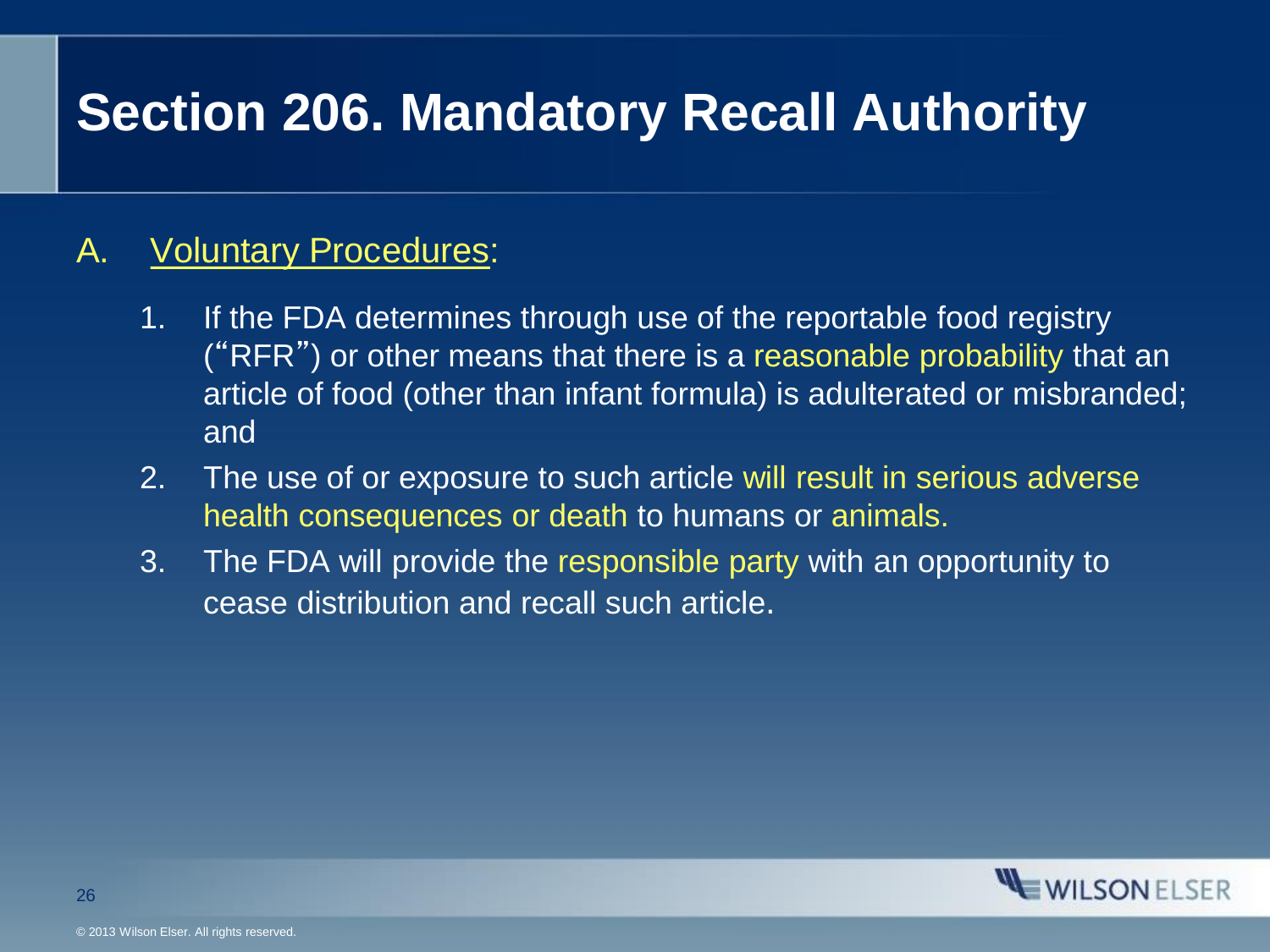# Section 206. Mandatory Recall Authority

A. Voluntary Procedures:

1. If the FDA determines through use of the reportable food registry ("RFR") or other means that there is a reasonable probability that an article of food (other than infant formula) is adulterated or misbranded; and
2. The use of or exposure to such article will result in serious adverse health consequences or death to humans or animals.
3. The FDA will provide the responsible party with an opportunity to cease distribution and recall such article.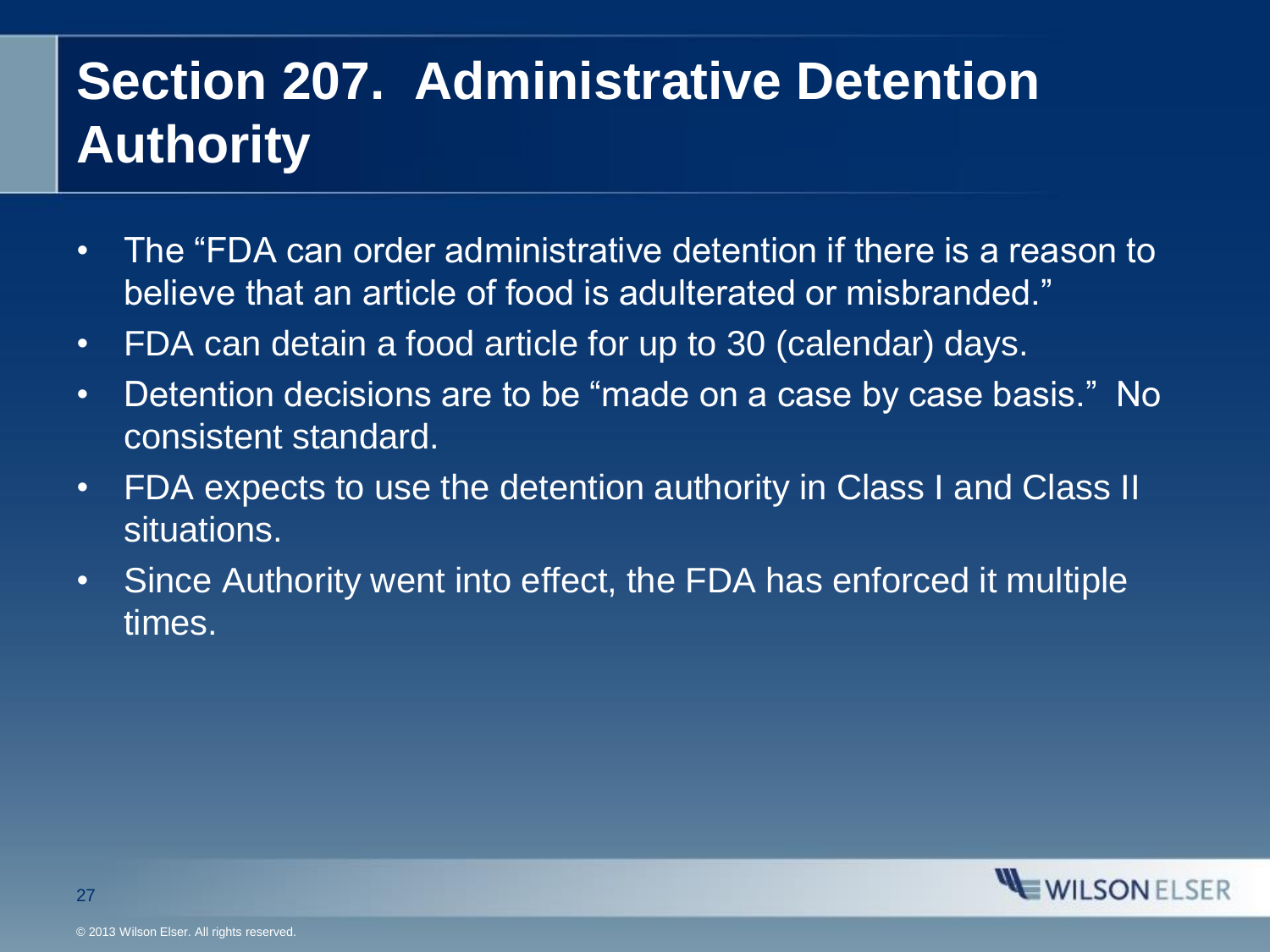# Section 207. Administrative Detention Authority

- The "FDA can order administrative detention if there is a reason to believe that an article of food is adulterated or misbranded."
- FDA can detain a food article for up to 30 (calendar) days.
- Detention decisions are to be "made on a case by case basis." No consistent standard.
- FDA expects to use the detention authority in Class I and Class II situations.
- Since Authority went into effect, the FDA has enforced it multiple times.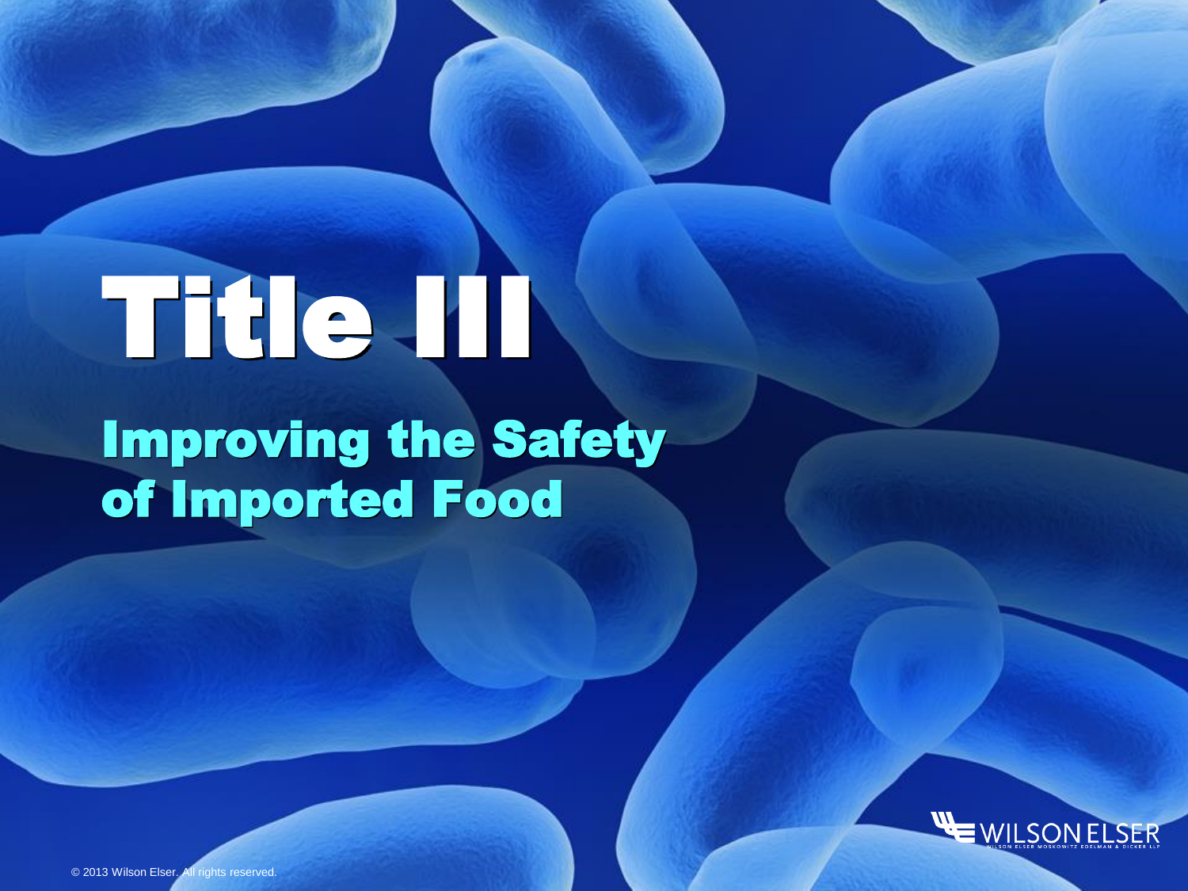# Title III

## Improving the Safety of Imported Food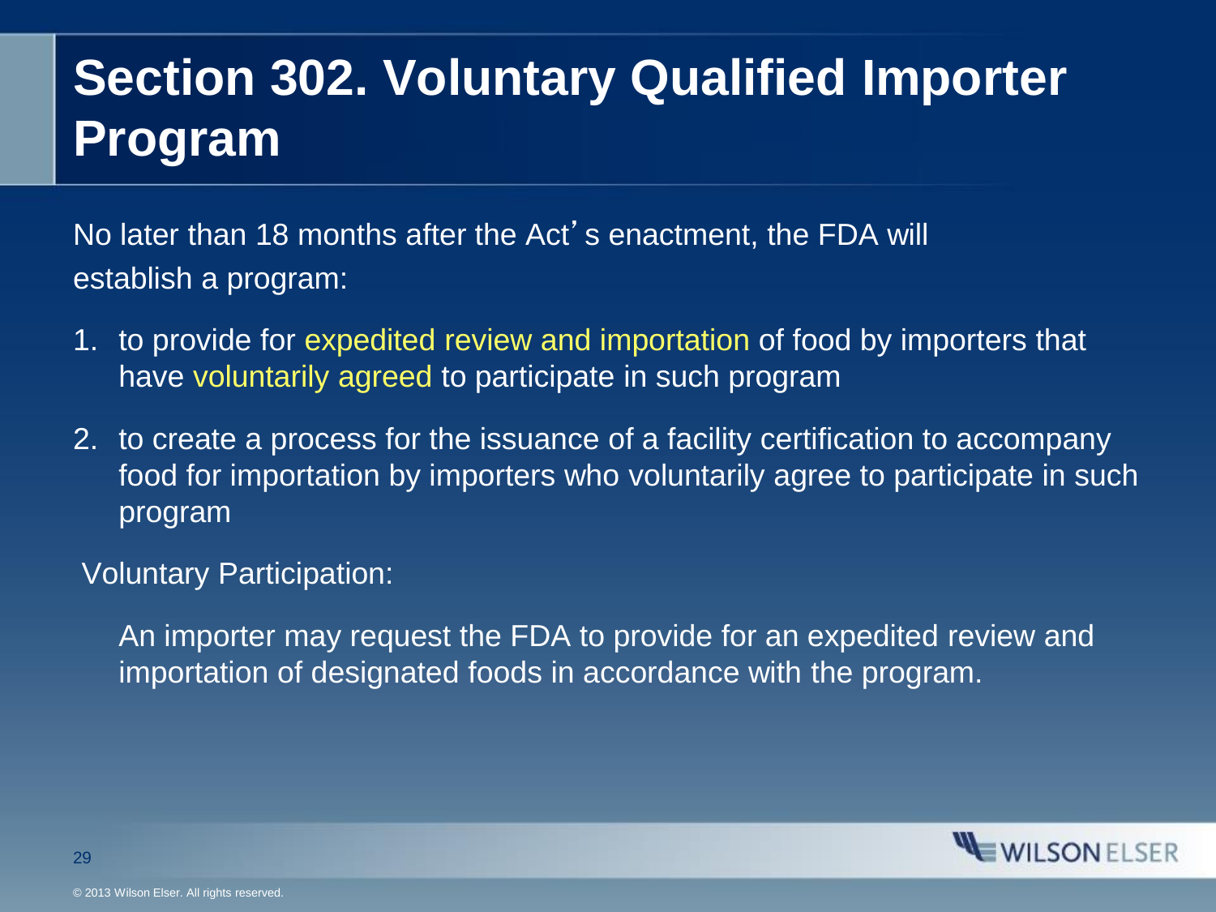# Section 302. Voluntary Qualified Importer Program

No later than 18 months after the Act's enactment, the FDA will establish a program:

1. to provide for expedited review and importation of food by importers that have voluntarily agreed to participate in such program
2. to create a process for the issuance of a facility certification to accompany food for importation by importers who voluntarily agree to participate in such program

Voluntary Participation:

An importer may request the FDA to provide for an expedited review and importation of designated foods in accordance with the program.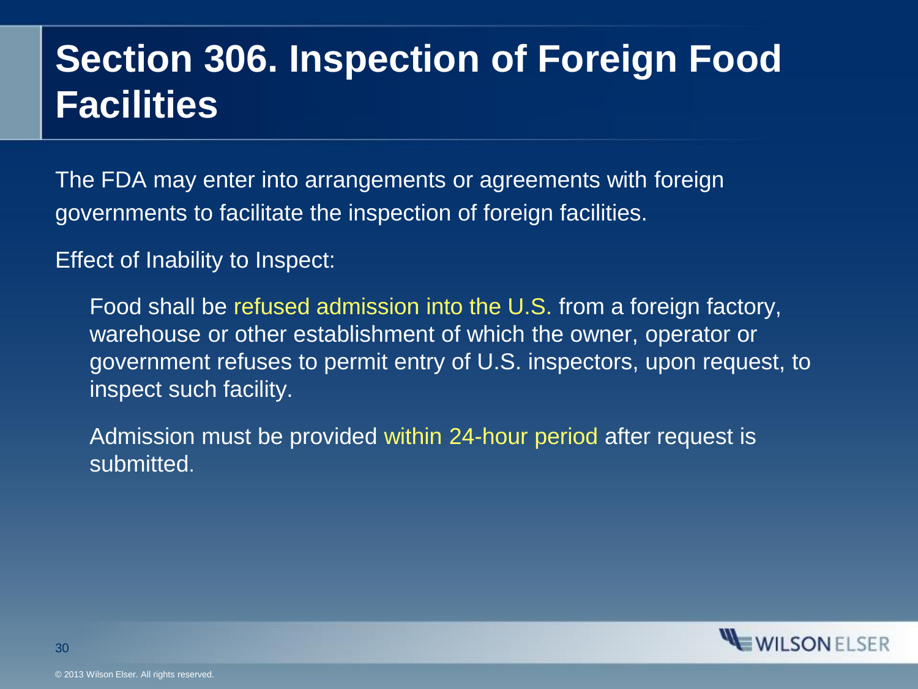# Section 306. Inspection of Foreign Food Facilities

The FDA may enter into arrangements or agreements with foreign governments to facilitate the inspection of foreign facilities.

Effect of Inability to Inspect:

- Food shall be refused admission into the U.S. from a foreign factory, warehouse or other establishment of which the owner, operator or government refuses to permit entry of U.S. inspectors, upon request, to inspect such facility.
- Admission must be provided within 24-hour period after request is submitted.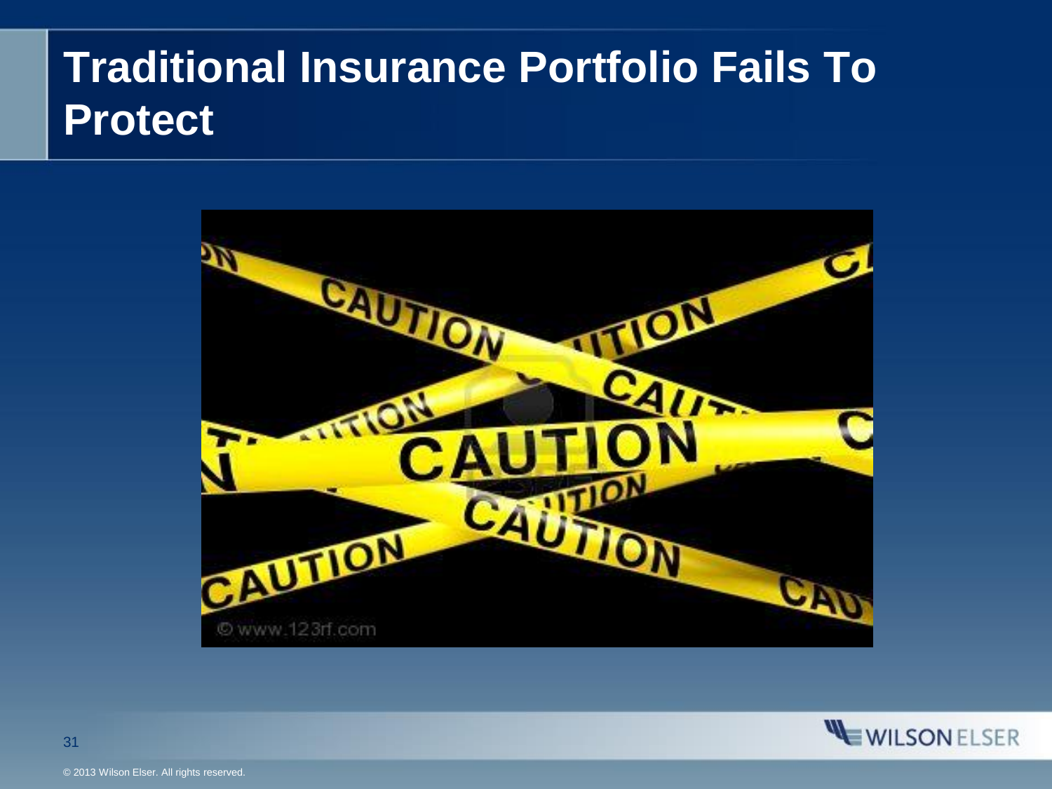# Traditional Insurance Portfolio Fails To Protect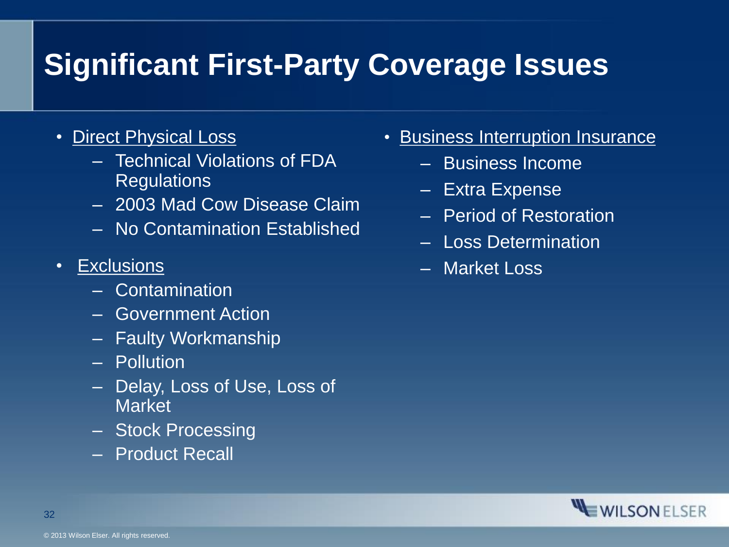# Significant First-Party Coverage Issues

- Direct Physical Loss
  - Technical Violations of FDA Regulations
  - 2003 Mad Cow Disease Claim
  - No Contamination Established
- Exclusions
  - Contamination
  - Government Action
  - Faulty Workmanship
  - Pollution
  - Delay, Loss of Use, Loss of Market
  - Stock Processing
  - Product Recall
- Business Interruption Insurance
  - Business Income
  - Extra Expense
  - Period of Restoration
  - Loss Determination
  - Market Loss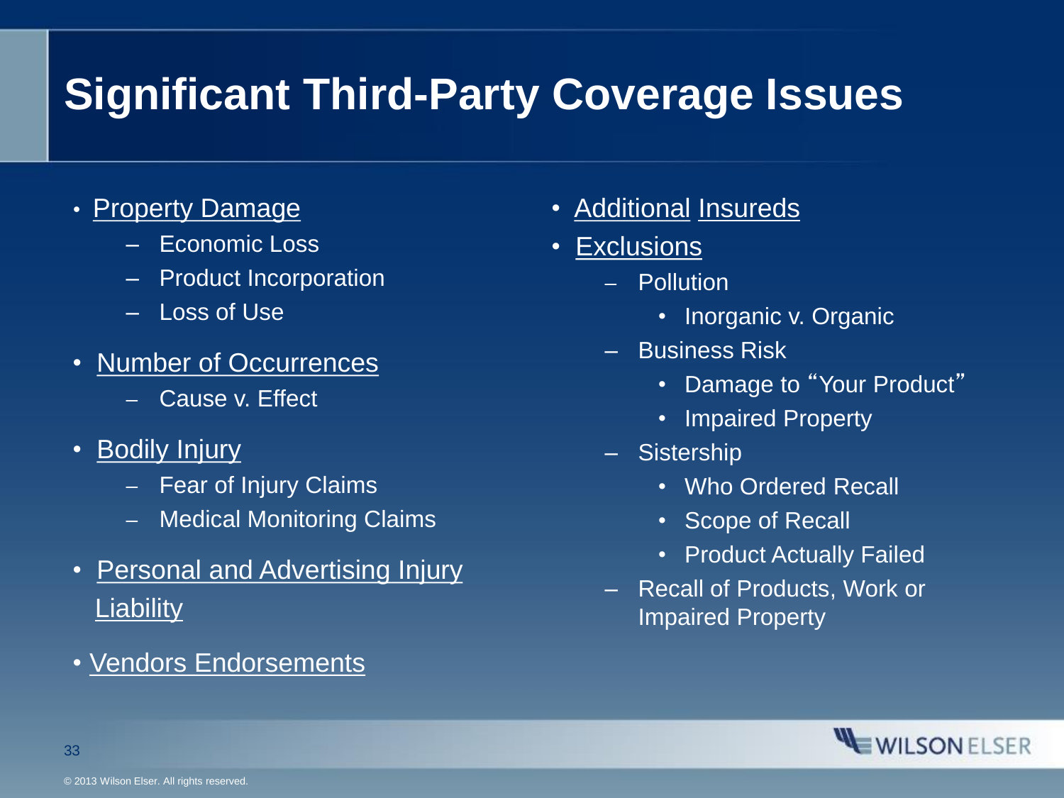# Significant Third-Party Coverage Issues

- Property Damage
  - Economic Loss
  - Product Incorporation
  - Loss of Use
- Number of Occurrences
  - Cause v. Effect
- Bodily Injury
  - Fear of Injury Claims
  - Medical Monitoring Claims
- Personal and Advertising Injury Liability
- Vendors Endorsements
- Additional Insureds
- Exclusions
  - Pollution
    - Inorganic v. Organic
  - Business Risk
    - Damage to "Your Product"
    - Impaired Property
  - Sistership
    - Who Ordered Recall
    - Scope of Recall
    - Product Actually Failed
  - Recall of Products, Work or Impaired Property

© 2013 Wilson Elser. All rights reserved.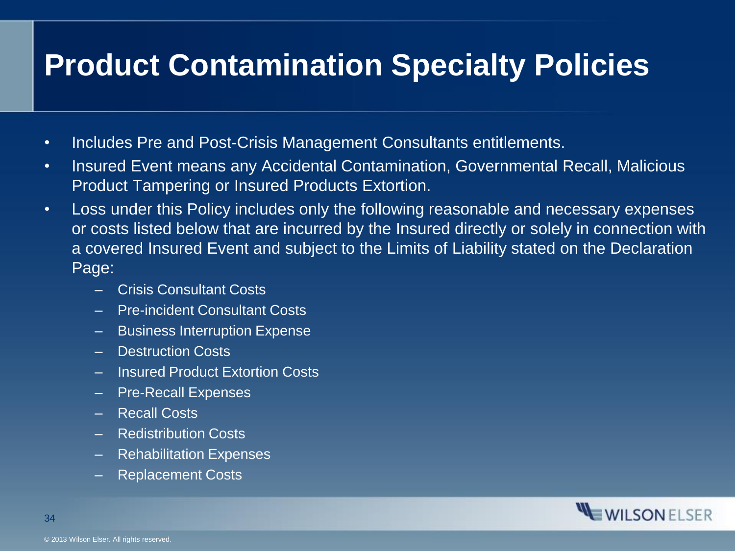# Product Contamination Specialty Policies

- Includes Pre and Post-Crisis Management Consultants entitlements.
- Insured Event means any Accidental Contamination, Governmental Recall, Malicious Product Tampering or Insured Products Extortion.
- Loss under this Policy includes only the following reasonable and necessary expenses or costs listed below that are incurred by the Insured directly or solely in connection with a covered Insured Event and subject to the Limits of Liability stated on the Declaration Page:
  - Crisis Consultant Costs
  - Pre-incident Consultant Costs
  - Business Interruption Expense
  - Destruction Costs
  - Insured Product Extortion Costs
  - Pre-Recall Expenses
  - Recall Costs
  - Redistribution Costs
  - Rehabilitation Expenses
  - Replacement Costs

© 2013 Wilson Elser. All rights reserved.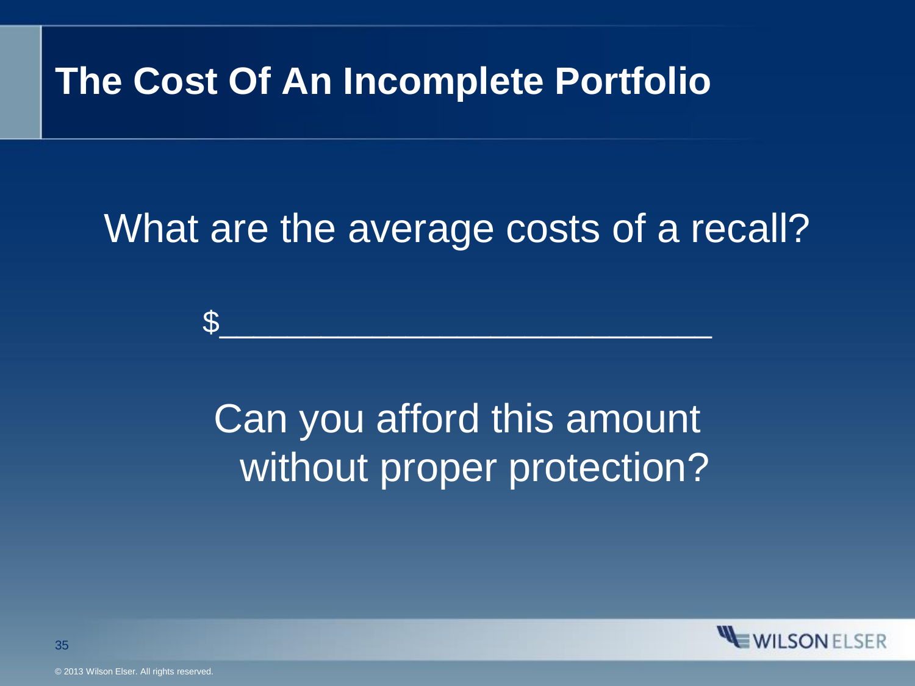# The Cost Of An Incomplete Portfolio

What are the average costs of a recall?

$___________________________

Can you afford this amount without proper protection?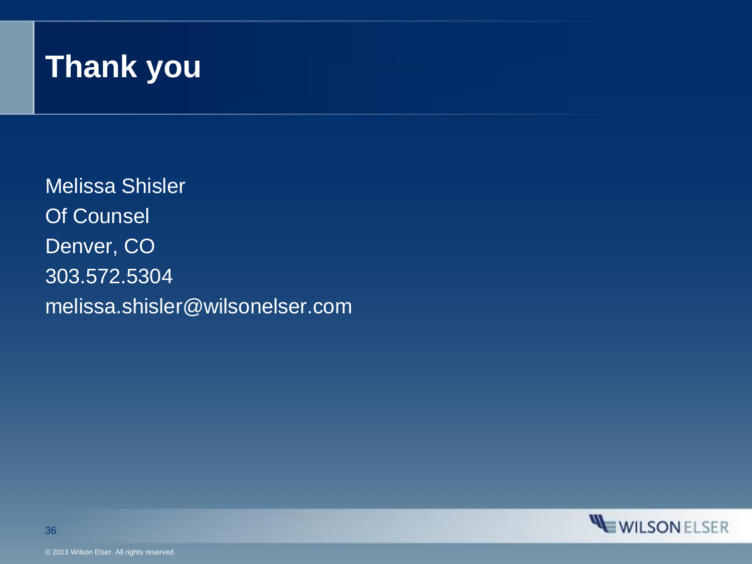# Thank you

Melissa Shisler

Of Counsel

Denver, CO

303.572.5304

melissa.shisler@wilsonelser.com

WILSON ELSER

© 2013 Wilson Elser. All rights reserved.